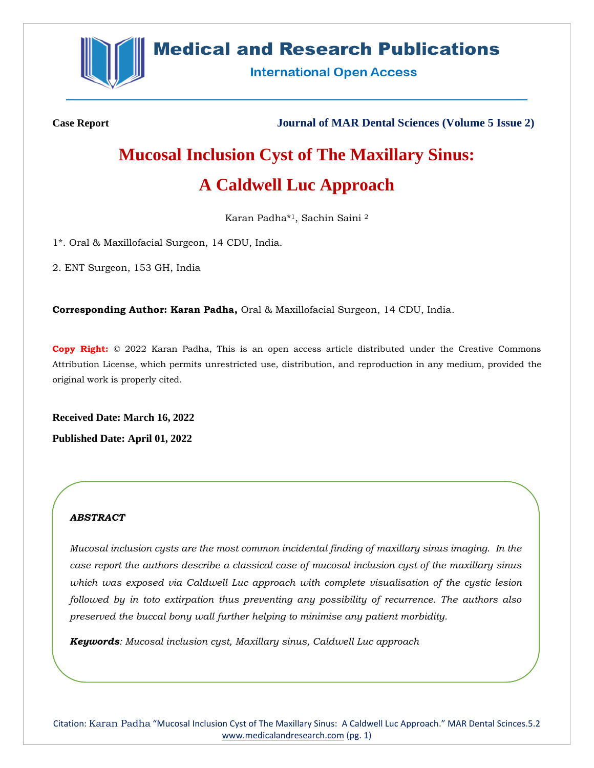Medical and Research Publications

International Open Access

**Case Report** **Journal of MAR Dental Sciences (Volume 5 Issue 2)**

# Mucosal Inclusion Cyst of The Maxillary Sinus: A Caldwell Luc Approach

Karan Padha*[1], Sachin Saini [2]

1*. Oral & Maxillofacial Surgeon, 14 CDU, India.

2. ENT Surgeon, 153 GH, India

**Corresponding Author: Karan Padha,** Oral & Maxillofacial Surgeon, 14 CDU, India.

**Copy Right:** © 2022 Karan Padha, This is an open access article distributed under the Creative Commons Attribution License, which permits unrestricted use, distribution, and reproduction in any medium, provided the original work is properly cited.

**Received Date: March 16, 2022**

**Published Date: April 01, 2022**

***ABSTRACT***

*Mucosal inclusion cysts are the most common incidental finding of maxillary sinus imaging. In the case report the authors describe a classical case of mucosal inclusion cyst of the maxillary sinus which was exposed via Caldwell Luc approach with complete visualisation of the cystic lesion followed by in toto extirpation thus preventing any possibility of recurrence. The authors also preserved the buccal bony wall further helping to minimise any patient morbidity.*

***Keywords****: Mucosal inclusion cyst, Maxillary sinus, Caldwell Luc approach*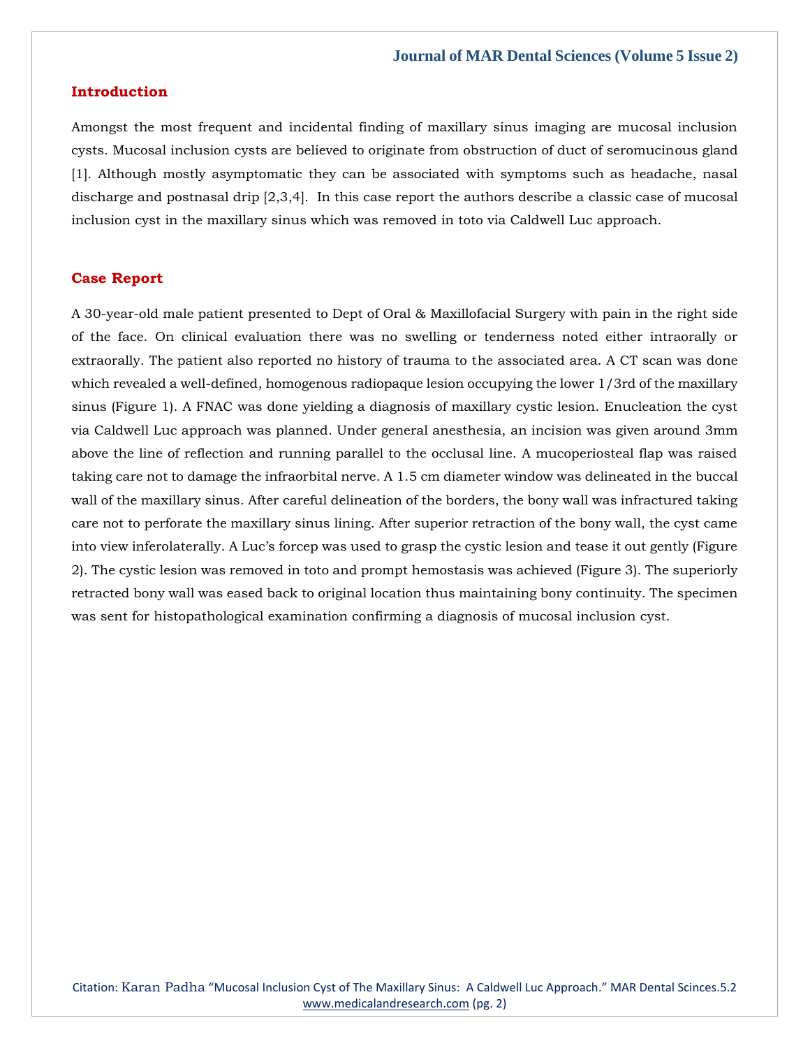## Introduction

Amongst the most frequent and incidental finding of maxillary sinus imaging are mucosal inclusion cysts. Mucosal inclusion cysts are believed to originate from obstruction of duct of seromucinous gland [1]. Although mostly asymptomatic they can be associated with symptoms such as headache, nasal discharge and postnasal drip [2,3,4]. In this case report the authors describe a classic case of mucosal inclusion cyst in the maxillary sinus which was removed in toto via Caldwell Luc approach.

## Case Report

A 30-year-old male patient presented to Dept of Oral & Maxillofacial Surgery with pain in the right side of the face. On clinical evaluation there was no swelling or tenderness noted either intraorally or extraorally. The patient also reported no history of trauma to the associated area. A CT scan was done which revealed a well-defined, homogenous radiopaque lesion occupying the lower 1/3rd of the maxillary sinus (Figure 1). A FNAC was done yielding a diagnosis of maxillary cystic lesion. Enucleation the cyst via Caldwell Luc approach was planned. Under general anesthesia, an incision was given around 3mm above the line of reflection and running parallel to the occlusal line. A mucoperiosteal flap was raised taking care not to damage the infraorbital nerve. A 1.5 cm diameter window was delineated in the buccal wall of the maxillary sinus. After careful delineation of the borders, the bony wall was infractured taking care not to perforate the maxillary sinus lining. After superior retraction of the bony wall, the cyst came into view inferolaterally. A Luc's forcep was used to grasp the cystic lesion and tease it out gently (Figure 2). The cystic lesion was removed in toto and prompt hemostasis was achieved (Figure 3). The superiorly retracted bony wall was eased back to original location thus maintaining bony continuity. The specimen was sent for histopathological examination confirming a diagnosis of mucosal inclusion cyst.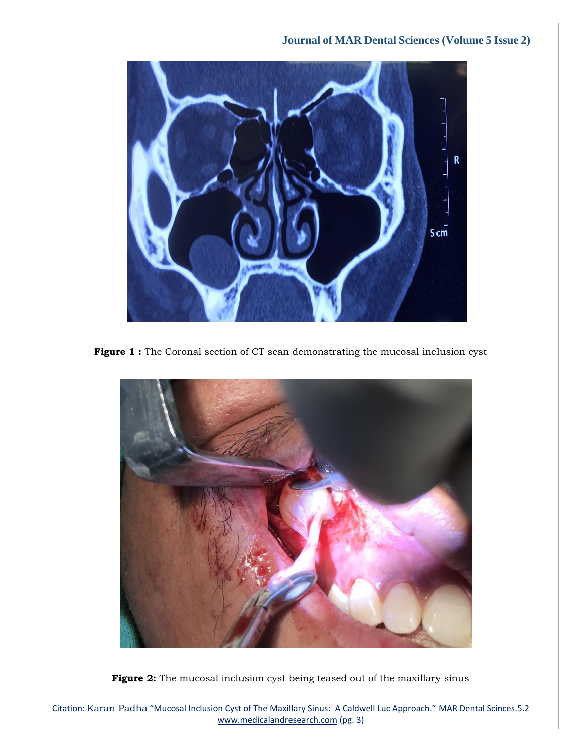**Figure 1 :** The Coronal section of CT scan demonstrating the mucosal inclusion cyst

**Figure 2:** The mucosal inclusion cyst being teased out of the maxillary sinus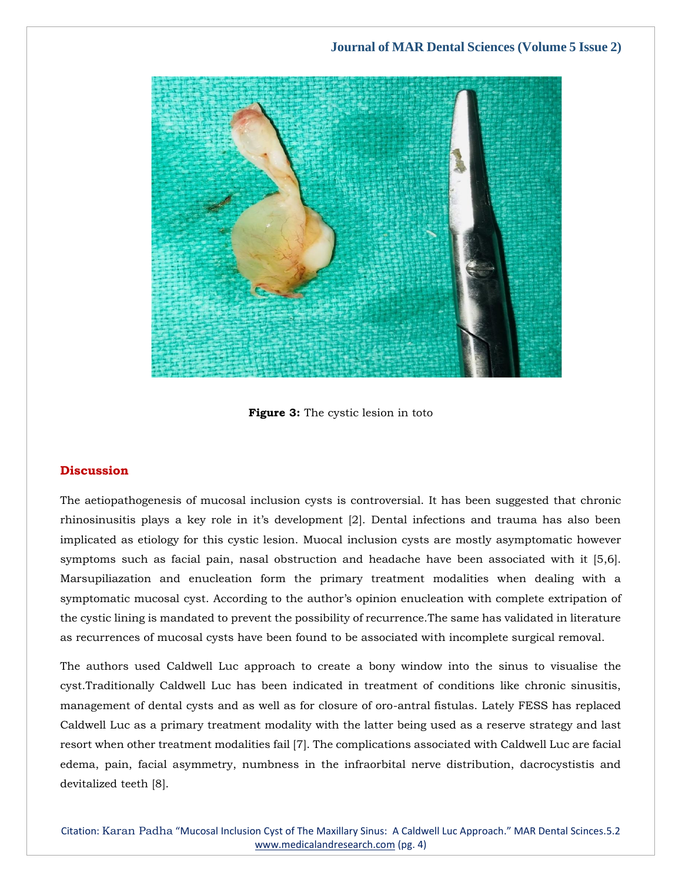**Figure 3:** The cystic lesion in toto

## Discussion

The aetiopathogenesis of mucosal inclusion cysts is controversial. It has been suggested that chronic rhinosinusitis plays a key role in it's development [2]. Dental infections and trauma has also been implicated as etiology for this cystic lesion. Muocal inclusion cysts are mostly asymptomatic however symptoms such as facial pain, nasal obstruction and headache have been associated with it [5,6]. Marsupiliazation and enucleation form the primary treatment modalities when dealing with a symptomatic mucosal cyst. According to the author's opinion enucleation with complete extripation of the cystic lining is mandated to prevent the possibility of recurrence.The same has validated in literature as recurrences of mucosal cysts have been found to be associated with incomplete surgical removal.

The authors used Caldwell Luc approach to create a bony window into the sinus to visualise the cyst.Traditionally Caldwell Luc has been indicated in treatment of conditions like chronic sinusitis, management of dental cysts and as well as for closure of oro-antral fistulas. Lately FESS has replaced Caldwell Luc as a primary treatment modality with the latter being used as a reserve strategy and last resort when other treatment modalities fail [7]. The complications associated with Caldwell Luc are facial edema, pain, facial asymmetry, numbness in the infraorbital nerve distribution, dacrocystistis and devitalized teeth [8].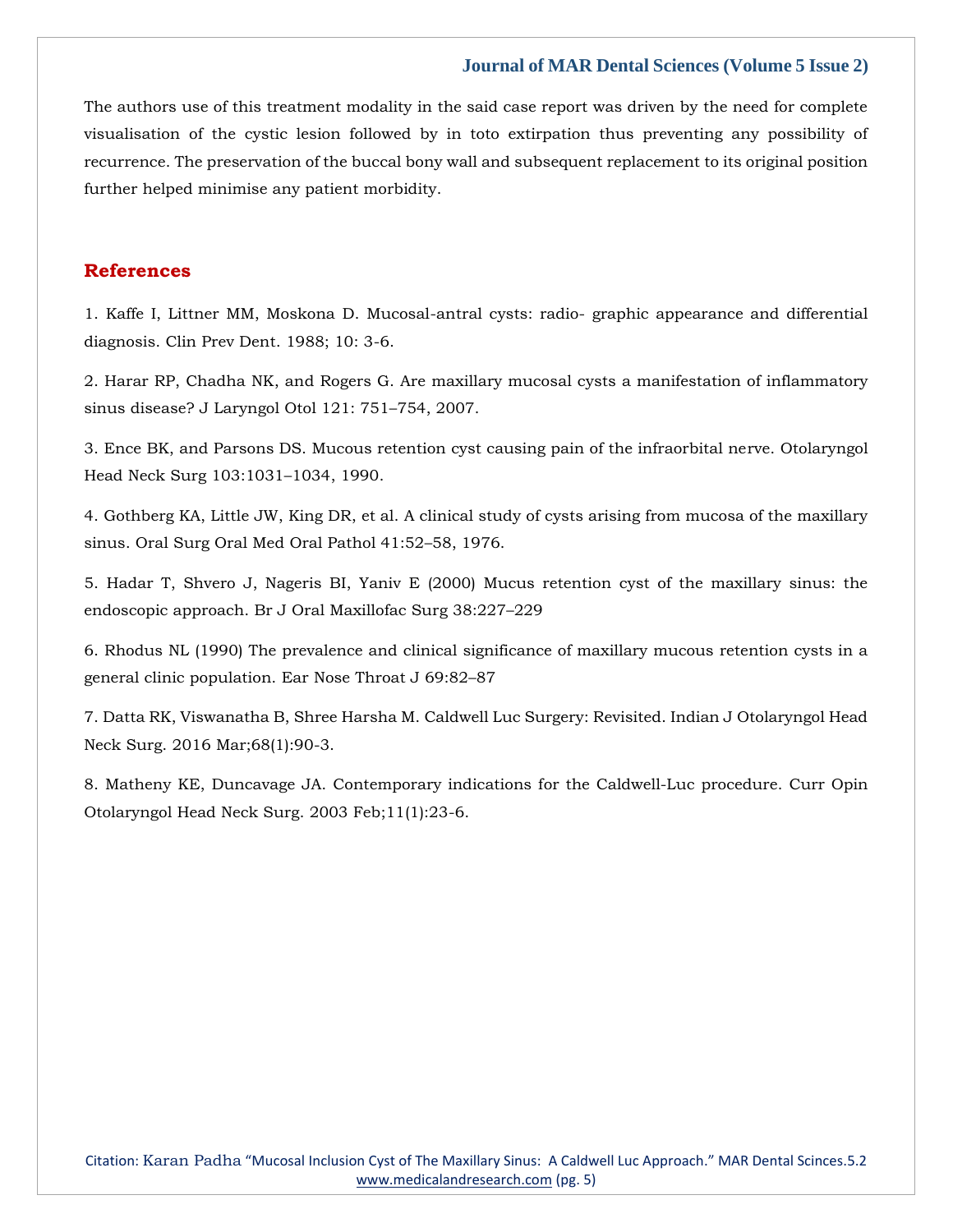The authors use of this treatment modality in the said case report was driven by the need for complete visualisation of the cystic lesion followed by in toto extirpation thus preventing any possibility of recurrence. The preservation of the buccal bony wall and subsequent replacement to its original position further helped minimise any patient morbidity.

## References

1. Kaffe I, Littner MM, Moskona D. Mucosal-antral cysts: radio- graphic appearance and differential diagnosis. Clin Prev Dent. 1988; 10: 3-6.

2. Harar RP, Chadha NK, and Rogers G. Are maxillary mucosal cysts a manifestation of inflammatory sinus disease? J Laryngol Otol 121: 751–754, 2007.

3. Ence BK, and Parsons DS. Mucous retention cyst causing pain of the infraorbital nerve. Otolaryngol Head Neck Surg 103:1031–1034, 1990.

4. Gothberg KA, Little JW, King DR, et al. A clinical study of cysts arising from mucosa of the maxillary sinus. Oral Surg Oral Med Oral Pathol 41:52–58, 1976.

5. Hadar T, Shvero J, Nageris BI, Yaniv E (2000) Mucus retention cyst of the maxillary sinus: the endoscopic approach. Br J Oral Maxillofac Surg 38:227–229

6. Rhodus NL (1990) The prevalence and clinical significance of maxillary mucous retention cysts in a general clinic population. Ear Nose Throat J 69:82–87

7. Datta RK, Viswanatha B, Shree Harsha M. Caldwell Luc Surgery: Revisited. Indian J Otolaryngol Head Neck Surg. 2016 Mar;68(1):90-3.

8. Matheny KE, Duncavage JA. Contemporary indications for the Caldwell-Luc procedure. Curr Opin Otolaryngol Head Neck Surg. 2003 Feb;11(1):23-6.